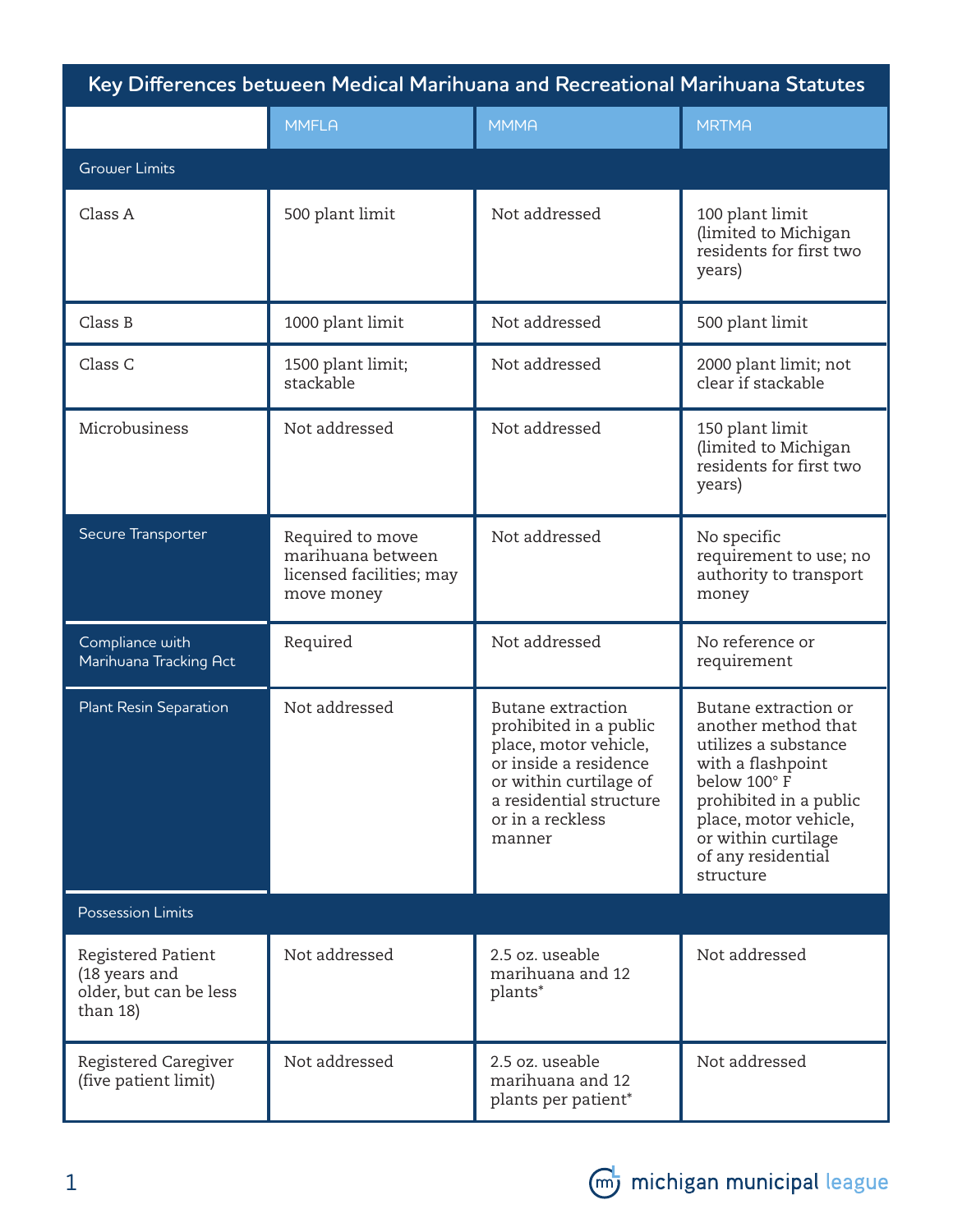## Key Differences between Medical Marihuana and Recreational Marihuana Statutes

| | MMFLA | MMMA | MRTMA |
|---|---|---|---|
| **Grower Limits** | | | |
| Class A | 500 plant limit | Not addressed | 100 plant limit (limited to Michigan residents for first two years) |
| Class B | 1000 plant limit | Not addressed | 500 plant limit |
| Class C | 1500 plant limit; stackable | Not addressed | 2000 plant limit; not clear if stackable |
| Microbusiness | Not addressed | Not addressed | 150 plant limit (limited to Michigan residents for first two years) |
| Secure Transporter | Required to move marihuana between licensed facilities; may move money | Not addressed | No specific requirement to use; no authority to transport money |
| Compliance with Marihuana Tracking Act | Required | Not addressed | No reference or requirement |
| Plant Resin Separation | Not addressed | Butane extraction prohibited in a public place, motor vehicle, or inside a residence or within curtilage of a residential structure or in a reckless manner | Butane extraction or another method that utilizes a substance with a flashpoint below 100° F prohibited in a public place, motor vehicle, or within curtilage of any residential structure |
| **Possession Limits** | | | |
| Registered Patient (18 years and older, but can be less than 18) | Not addressed | 2.5 oz. useable marihuana and 12 plants* | Not addressed |
| Registered Caregiver (five patient limit) | Not addressed | 2.5 oz. useable marihuana and 12 plants per patient* | Not addressed |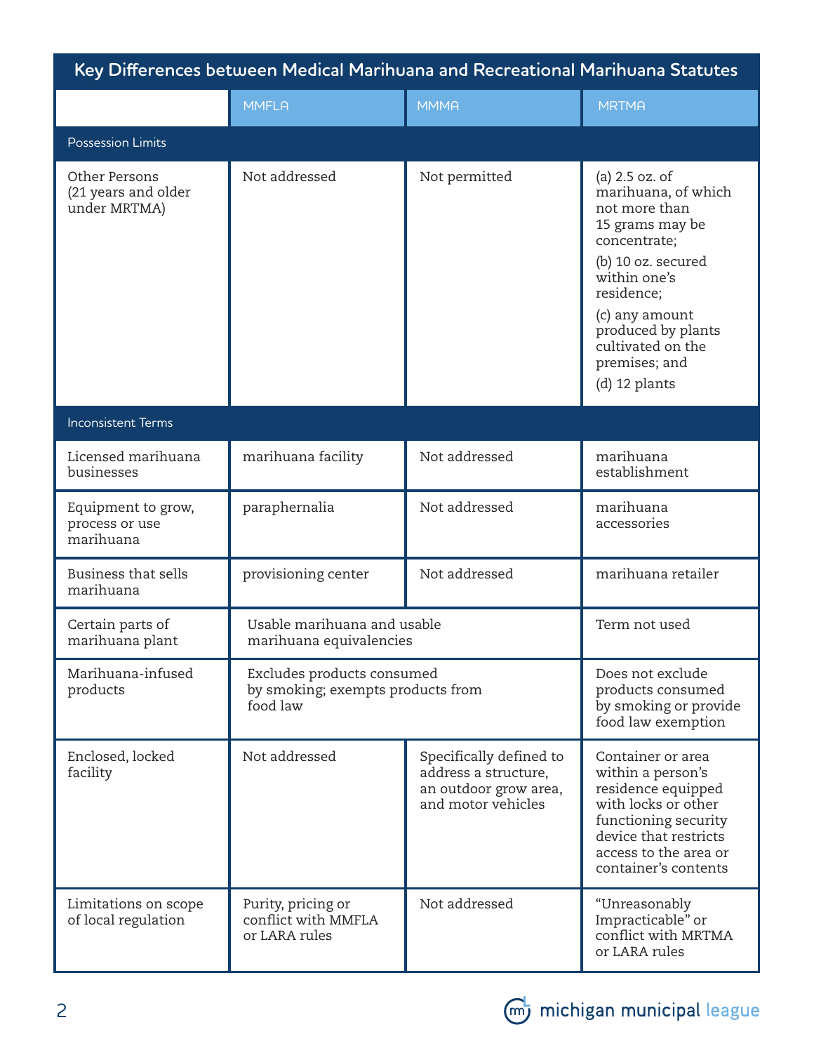## Key Differences between Medical Marihuana and Recreational Marihuana Statutes

| | MMFLA | MMMA | MRTMA |
|---|---|---|---|
| **Possession Limits** | | | |
| Other Persons (21 years and older under MRTMA) | Not addressed | Not permitted | (a) 2.5 oz. of marihuana, of which not more than 15 grams may be concentrate;<br>(b) 10 oz. secured within one's residence;<br>(c) any amount produced by plants cultivated on the premises; and<br>(d) 12 plants |
| **Inconsistent Terms** | | | |
| Licensed marihuana businesses | marihuana facility | Not addressed | marihuana establishment |
| Equipment to grow, process or use marihuana | paraphernalia | Not addressed | marihuana accessories |
| Business that sells marihuana | provisioning center | Not addressed | marihuana retailer |
| Certain parts of marihuana plant | Usable marihuana and usable marihuana equivalencies | | Term not used |
| Marihuana-infused products | Excludes products consumed by smoking; exempts products from food law | | Does not exclude products consumed by smoking or provide food law exemption |
| Enclosed, locked facility | Not addressed | Specifically defined to address a structure, an outdoor grow area, and motor vehicles | Container or area within a person's residence equipped with locks or other functioning security device that restricts access to the area or container's contents |
| Limitations on scope of local regulation | Purity, pricing or conflict with MMFLA or LARA rules | Not addressed | "Unreasonably Impracticable" or conflict with MRTMA or LARA rules |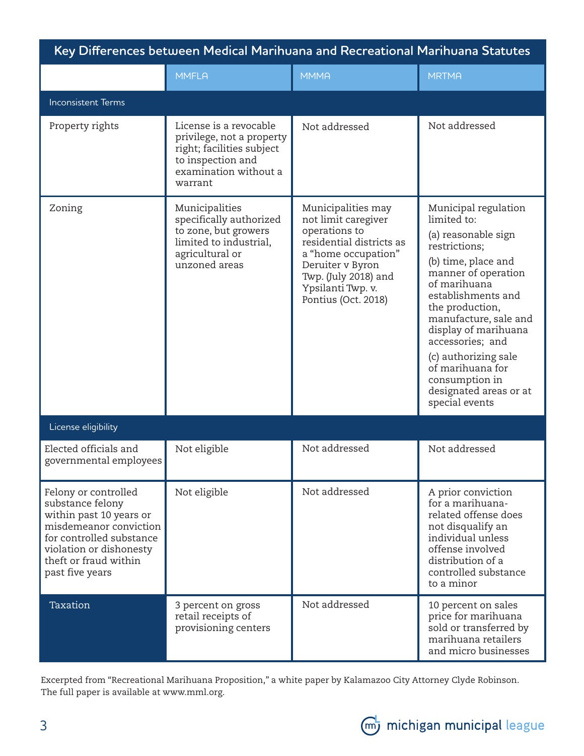## Key Differences between Medical Marihuana and Recreational Marihuana Statutes

| | MMFLA | MMMA | MRTMA |
|---|---|---|---|
| **Inconsistent Terms** | | | |
| Property rights | License is a revocable privilege, not a property right; facilities subject to inspection and examination without a warrant | Not addressed | Not addressed |
| Zoning | Municipalities specifically authorized to zone, but growers limited to industrial, agricultural or unzoned areas | Municipalities may not limit caregiver operations to residential districts as a "home occupation" Deruiter v Byron Twp. (July 2018) and Ypsilanti Twp. v. Pontius (Oct. 2018) | Municipal regulation limited to: (a) reasonable sign restrictions; (b) time, place and manner of operation of marihuana establishments and the production, manufacture, sale and display of marihuana accessories; and (c) authorizing sale of marihuana for consumption in designated areas or at special events |
| **License eligibility** | | | |
| Elected officials and governmental employees | Not eligible | Not addressed | Not addressed |
| Felony or controlled substance felony within past 10 years or misdemeanor conviction for controlled substance violation or dishonesty theft or fraud within past five years | Not eligible | Not addressed | A prior conviction for a marihuana-related offense does not disqualify an individual unless offense involved distribution of a controlled substance to a minor |
| Taxation | 3 percent on gross retail receipts of provisioning centers | Not addressed | 10 percent on sales price for marihuana sold or transferred by marihuana retailers and micro businesses |

Excerpted from "Recreational Marihuana Proposition," a white paper by Kalamazoo City Attorney Clyde Robinson. The full paper is available at www.mml.org.